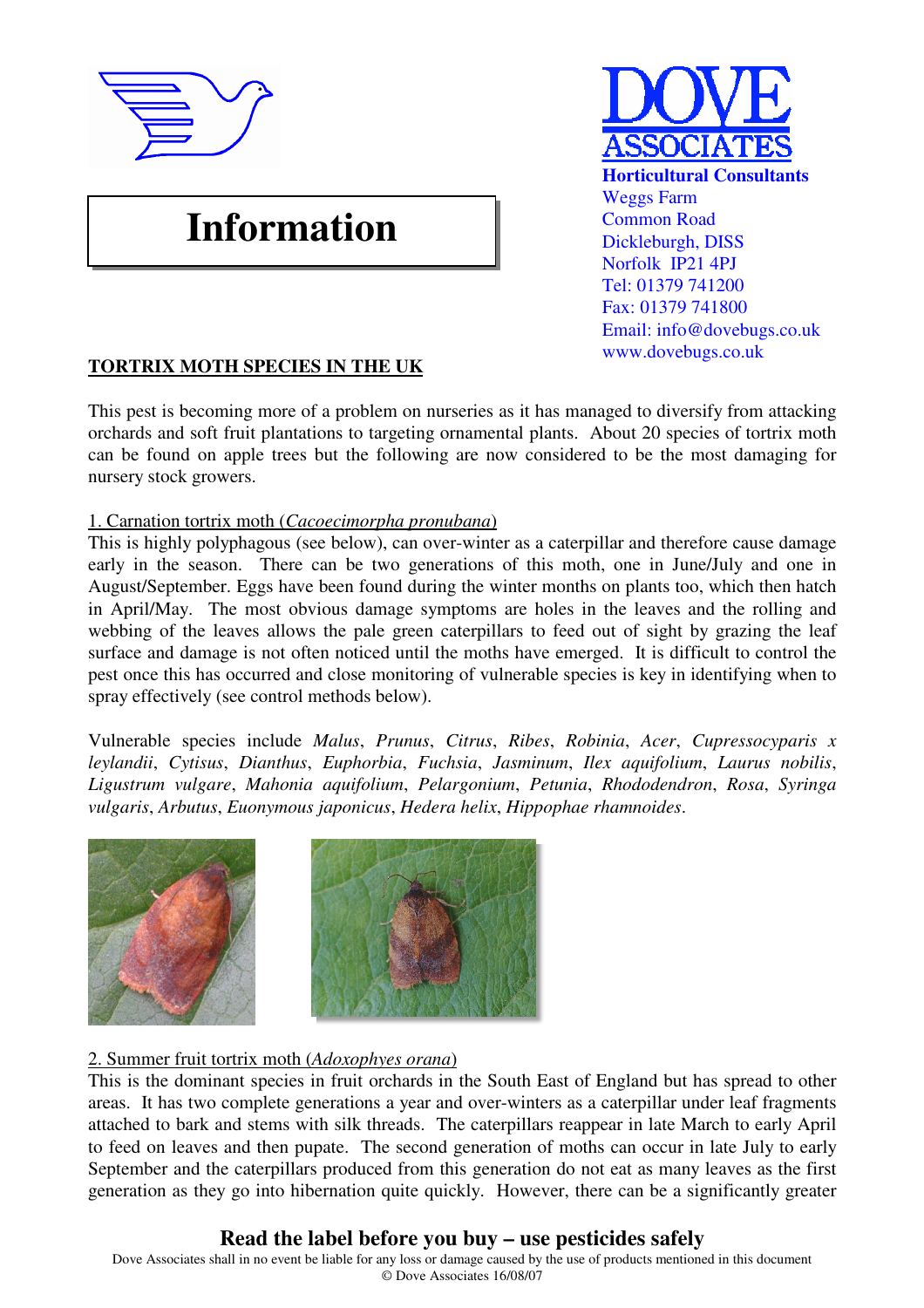# Information

**DOVE ASSOCIATES**
**Horticultural Consultants**
Weggs Farm
Common Road
Dickleburgh, DISS
Norfolk IP21 4PJ
Tel: 01379 741200
Fax: 01379 741800
Email: info@dovebugs.co.uk
www.dovebugs.co.uk

## TORTRIX MOTH SPECIES IN THE UK

This pest is becoming more of a problem on nurseries as it has managed to diversify from attacking orchards and soft fruit plantations to targeting ornamental plants. About 20 species of tortrix moth can be found on apple trees but the following are now considered to be the most damaging for nursery stock growers.

### 1. Carnation tortrix moth (*Cacoecimorpha pronubana*)

This is highly polyphagous (see below), can over-winter as a caterpillar and therefore cause damage early in the season. There can be two generations of this moth, one in June/July and one in August/September. Eggs have been found during the winter months on plants too, which then hatch in April/May. The most obvious damage symptoms are holes in the leaves and the rolling and webbing of the leaves allows the pale green caterpillars to feed out of sight by grazing the leaf surface and damage is not often noticed until the moths have emerged. It is difficult to control the pest once this has occurred and close monitoring of vulnerable species is key in identifying when to spray effectively (see control methods below).

Vulnerable species include *Malus*, *Prunus*, *Citrus*, *Ribes*, *Robinia*, *Acer*, *Cupressocyparis x leylandii*, *Cytisus*, *Dianthus*, *Euphorbia*, *Fuchsia*, *Jasminum*, *Ilex aquifolium*, *Laurus nobilis*, *Ligustrum vulgare*, *Mahonia aquifolium*, *Pelargonium*, *Petunia*, *Rhododendron*, *Rosa*, *Syringa vulgaris*, *Arbutus*, *Euonymous japonicus*, *Hedera helix*, *Hippophae rhamnoides*.

### 2. Summer fruit tortrix moth (*Adoxophyes orana*)

This is the dominant species in fruit orchards in the South East of England but has spread to other areas. It has two complete generations a year and over-winters as a caterpillar under leaf fragments attached to bark and stems with silk threads. The caterpillars reappear in late March to early April to feed on leaves and then pupate. The second generation of moths can occur in late July to early September and the caterpillars produced from this generation do not eat as many leaves as the first generation as they go into hibernation quite quickly. However, there can be a significantly greater

**Read the label before you buy – use pesticides safely**

Dove Associates shall in no event be liable for any loss or damage caused by the use of products mentioned in this document
© Dove Associates 16/08/07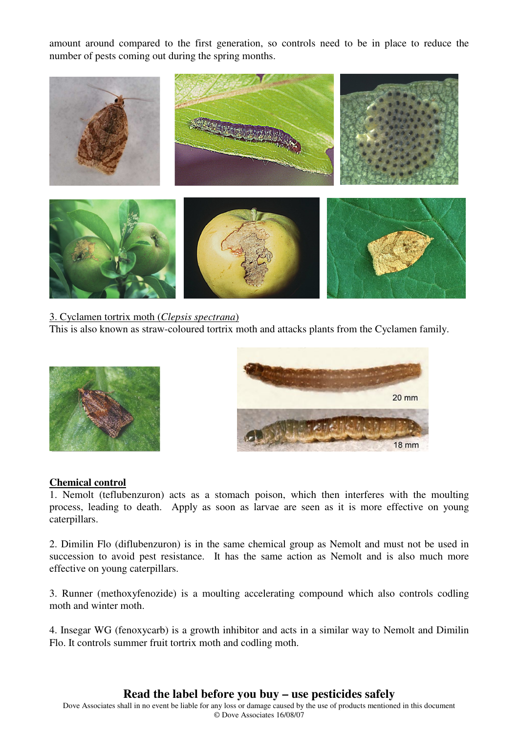amount around compared to the first generation, so controls need to be in place to reduce the number of pests coming out during the spring months.

3. Cyclamen tortrix moth (*Clepsis spectrana*)

This is also known as straw-coloured tortrix moth and attacks plants from the Cyclamen family.

20 mm

18 mm

**Chemical control**

1. Nemolt (teflubenzuron) acts as a stomach poison, which then interferes with the moulting process, leading to death. Apply as soon as larvae are seen as it is more effective on young caterpillars.

2. Dimilin Flo (diflubenzuron) is in the same chemical group as Nemolt and must not be used in succession to avoid pest resistance. It has the same action as Nemolt and is also much more effective on young caterpillars.

3. Runner (methoxyfenozide) is a moulting accelerating compound which also controls codling moth and winter moth.

4. Insegar WG (fenoxycarb) is a growth inhibitor and acts in a similar way to Nemolt and Dimilin Flo. It controls summer fruit tortrix moth and codling moth.

**Read the label before you buy – use pesticides safely**

Dove Associates shall in no event be liable for any loss or damage caused by the use of products mentioned in this document

© Dove Associates 16/08/07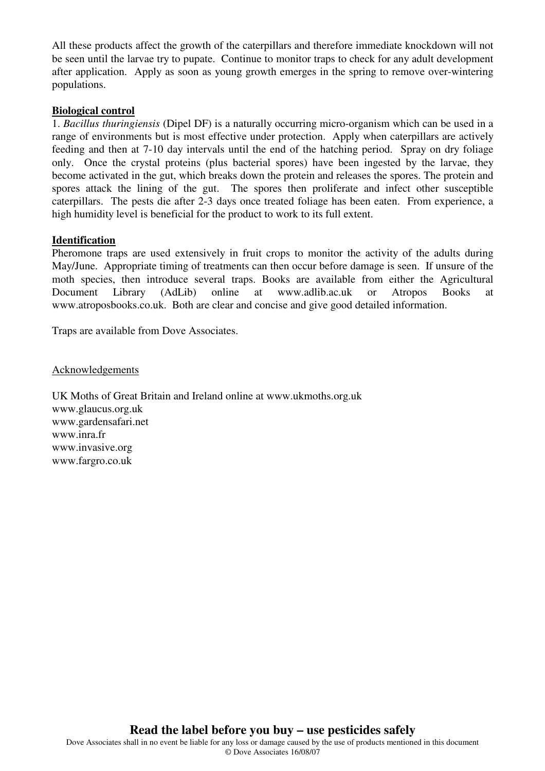All these products affect the growth of the caterpillars and therefore immediate knockdown will not be seen until the larvae try to pupate. Continue to monitor traps to check for any adult development after application. Apply as soon as young growth emerges in the spring to remove over-wintering populations.

**Biological control**

1. *Bacillus thuringiensis* (Dipel DF) is a naturally occurring micro-organism which can be used in a range of environments but is most effective under protection. Apply when caterpillars are actively feeding and then at 7-10 day intervals until the end of the hatching period. Spray on dry foliage only. Once the crystal proteins (plus bacterial spores) have been ingested by the larvae, they become activated in the gut, which breaks down the protein and releases the spores. The protein and spores attack the lining of the gut. The spores then proliferate and infect other susceptible caterpillars. The pests die after 2-3 days once treated foliage has been eaten. From experience, a high humidity level is beneficial for the product to work to its full extent.

**Identification**

Pheromone traps are used extensively in fruit crops to monitor the activity of the adults during May/June. Appropriate timing of treatments can then occur before damage is seen. If unsure of the moth species, then introduce several traps. Books are available from either the Agricultural Document Library (AdLib) online at www.adlib.ac.uk or Atropos Books at www.atroposbooks.co.uk. Both are clear and concise and give good detailed information.

Traps are available from Dove Associates.

Acknowledgements

UK Moths of Great Britain and Ireland online at www.ukmoths.org.uk
www.glaucus.org.uk
www.gardensafari.net
www.inra.fr
www.invasive.org
www.fargro.co.uk

**Read the label before you buy – use pesticides safely**

Dove Associates shall in no event be liable for any loss or damage caused by the use of products mentioned in this document
© Dove Associates 16/08/07